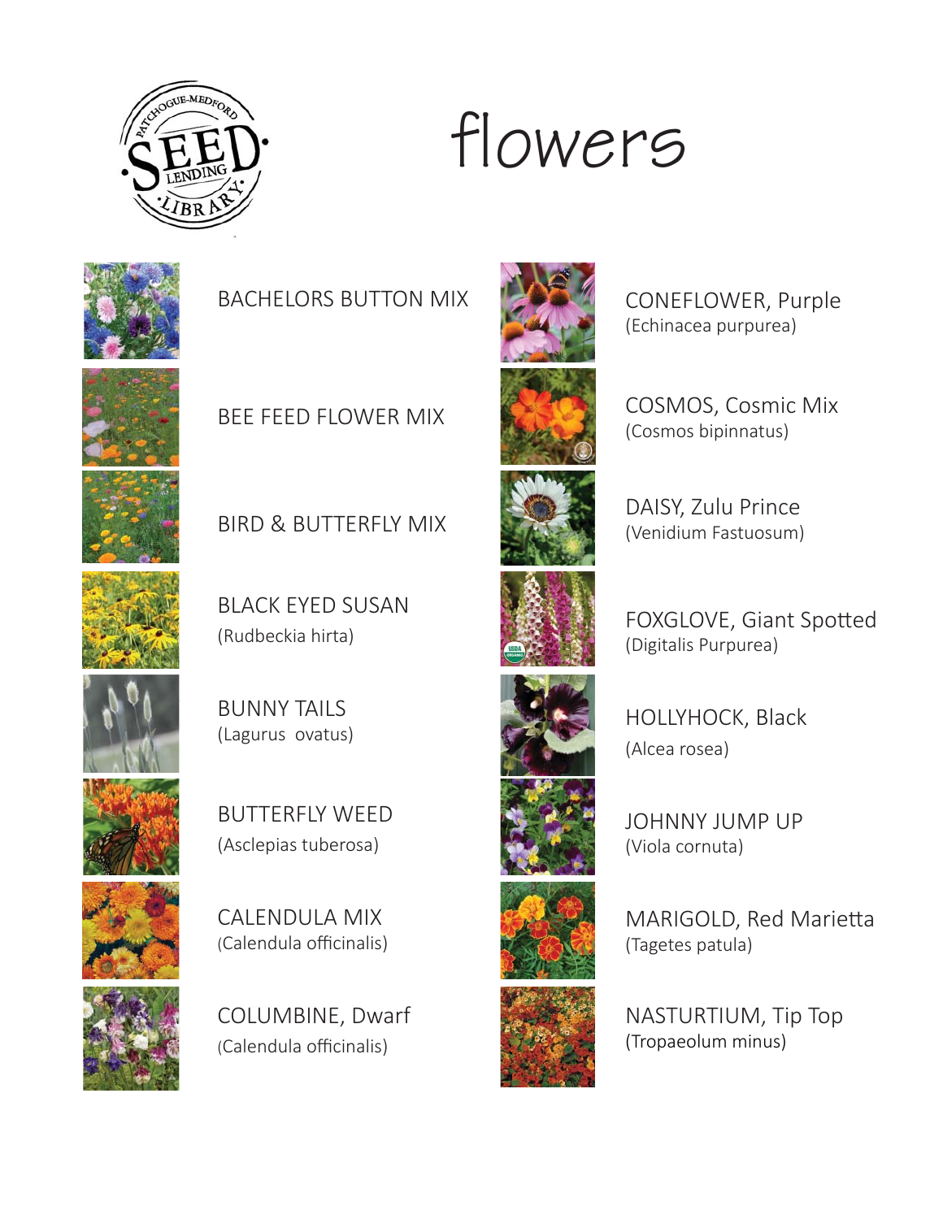# flowers

- BACHELORS BUTTON MIX
- BEE FEED FLOWER MIX
- BIRD & BUTTERFLY MIX
- BLACK EYED SUSAN (Rudbeckia hirta)
- BUNNY TAILS (Lagurus ovatus)
- BUTTERFLY WEED (Asclepias tuberosa)
- CALENDULA MIX (Calendula officinalis)
- COLUMBINE, Dwarf (Calendula officinalis)
- CONEFLOWER, Purple (Echinacea purpurea)
- COSMOS, Cosmic Mix (Cosmos bipinnatus)
- DAISY, Zulu Prince (Venidium Fastuosum)
- FOXGLOVE, Giant Spotted (Digitalis Purpurea)
- HOLLYHOCK, Black (Alcea rosea)
- JOHNNY JUMP UP (Viola cornuta)
- MARIGOLD, Red Marietta (Tagetes patula)
- NASTURTIUM, Tip Top (Tropaeolum minus)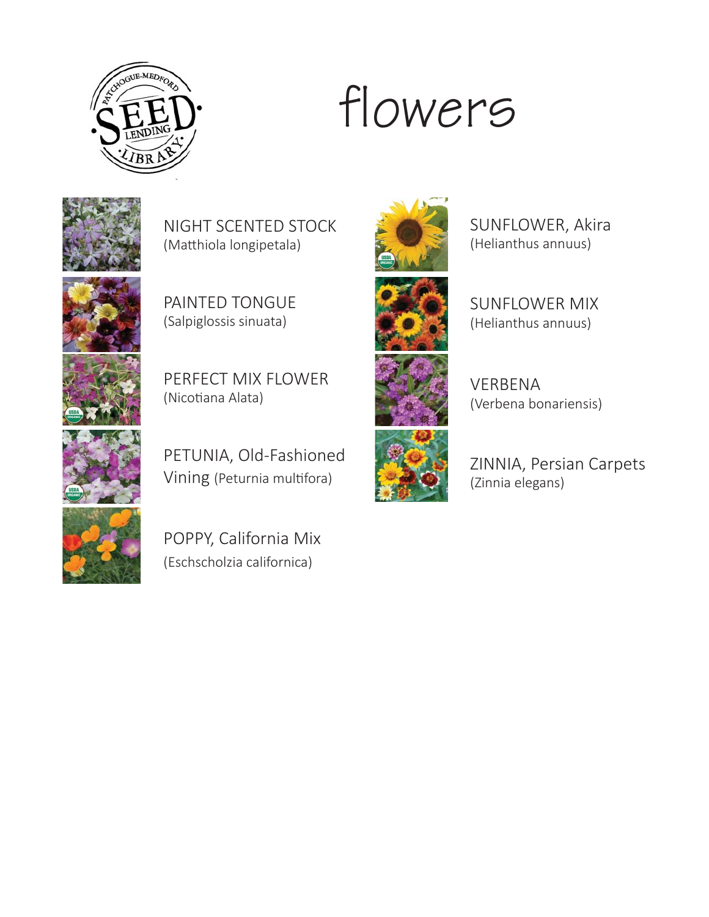# flowers

NIGHT SCENTED STOCK
(Matthiola longipetala)

PAINTED TONGUE
(Salpiglossis sinuata)

PERFECT MIX FLOWER
(Nicotiana Alata)

PETUNIA, Old-Fashioned Vining (Peturnia multifora)

POPPY, California Mix
(Eschscholzia californica)

SUNFLOWER, Akira
(Helianthus annuus)

SUNFLOWER MIX
(Helianthus annuus)

VERBENA
(Verbena bonariensis)

ZINNIA, Persian Carpets
(Zinnia elegans)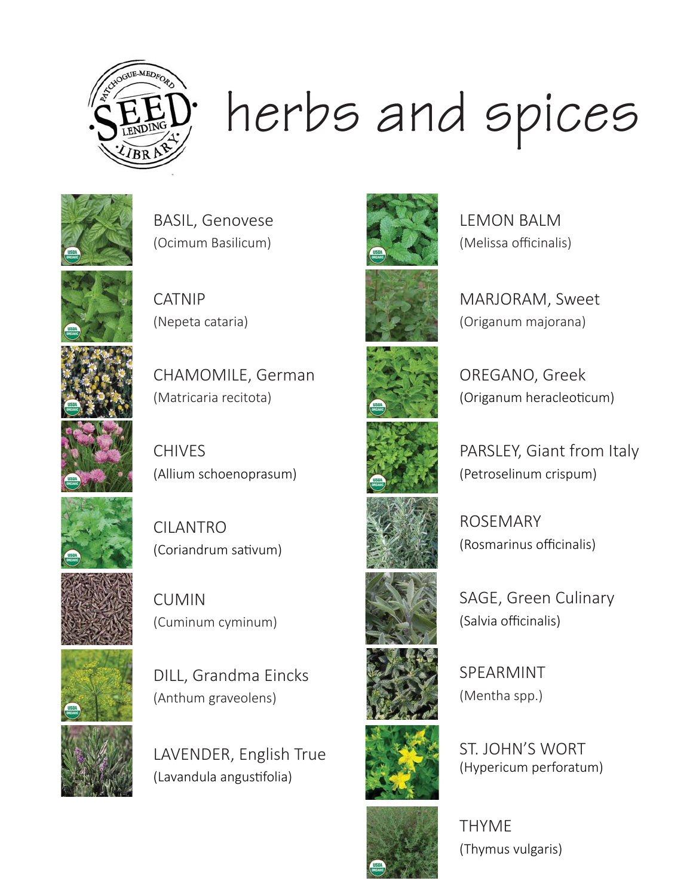# herbs and spices

BASIL, Genovese
(Ocimum Basilicum)

CATNIP
(Nepeta cataria)

CHAMOMILE, German
(Matricaria recitota)

CHIVES
(Allium schoenoprasum)

CILANTRO
(Coriandrum sativum)

CUMIN
(Cuminum cyminum)

DILL, Grandma Eincks
(Anthum graveolens)

LAVENDER, English True
(Lavandula angustifolia)

LEMON BALM
(Melissa officinalis)

MARJORAM, Sweet
(Origanum majorana)

OREGANO, Greek
(Origanum heracleoticum)

PARSLEY, Giant from Italy
(Petroselinum crispum)

ROSEMARY
(Rosmarinus officinalis)

SAGE, Green Culinary
(Salvia officinalis)

SPEARMINT
(Mentha spp.)

ST. JOHN'S WORT
(Hypericum perforatum)

THYME
(Thymus vulgaris)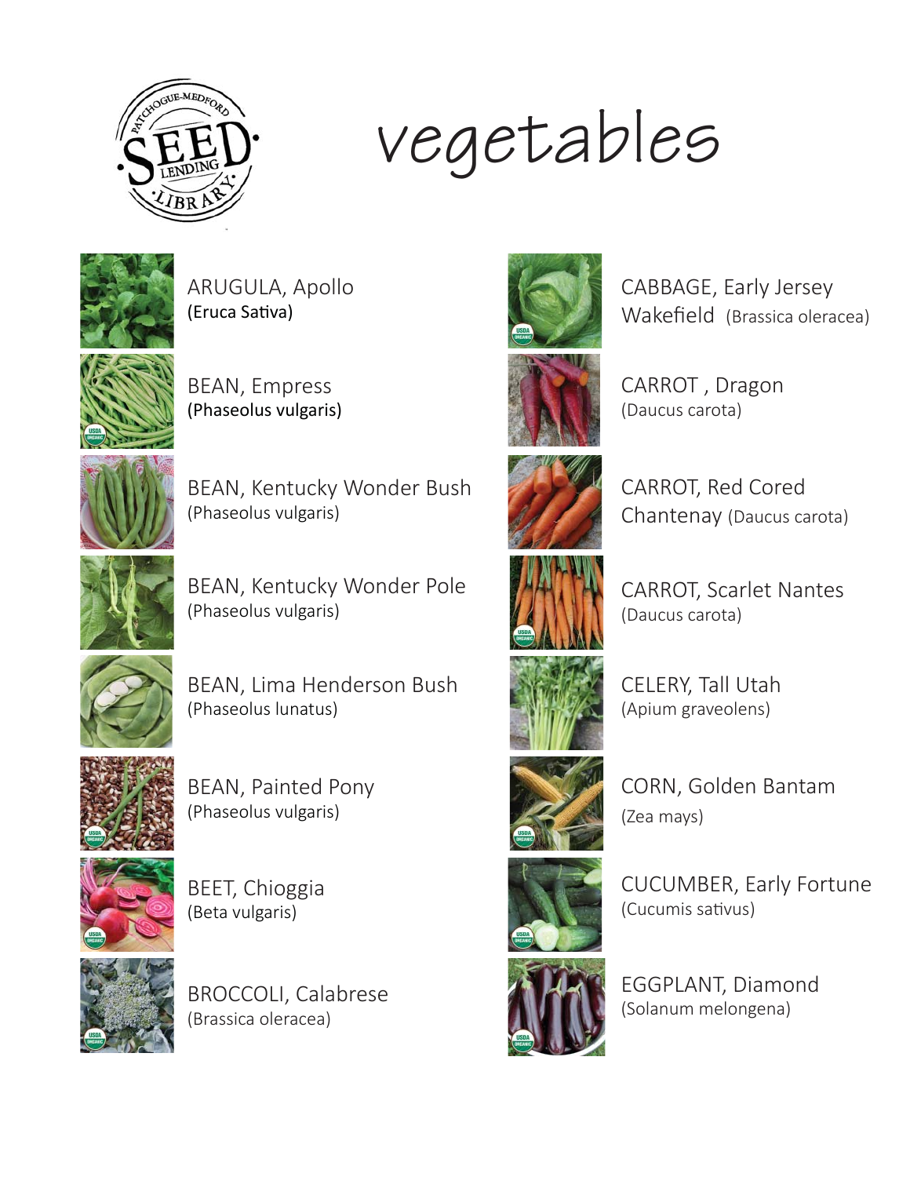# vegetables

ARUGULA, Apollo
(Eruca Sativa)

BEAN, Empress
(Phaseolus vulgaris)

BEAN, Kentucky Wonder Bush
(Phaseolus vulgaris)

BEAN, Kentucky Wonder Pole
(Phaseolus vulgaris)

BEAN, Lima Henderson Bush
(Phaseolus lunatus)

BEAN, Painted Pony
(Phaseolus vulgaris)

BEET, Chioggia
(Beta vulgaris)

BROCCOLI, Calabrese
(Brassica oleracea)

CABBAGE, Early Jersey Wakefield (Brassica oleracea)

CARROT , Dragon
(Daucus carota)

CARROT, Red Cored Chantenay (Daucus carota)

CARROT, Scarlet Nantes
(Daucus carota)

CELERY, Tall Utah
(Apium graveolens)

CORN, Golden Bantam
(Zea mays)

CUCUMBER, Early Fortune
(Cucumis sativus)

EGGPLANT, Diamond
(Solanum melongena)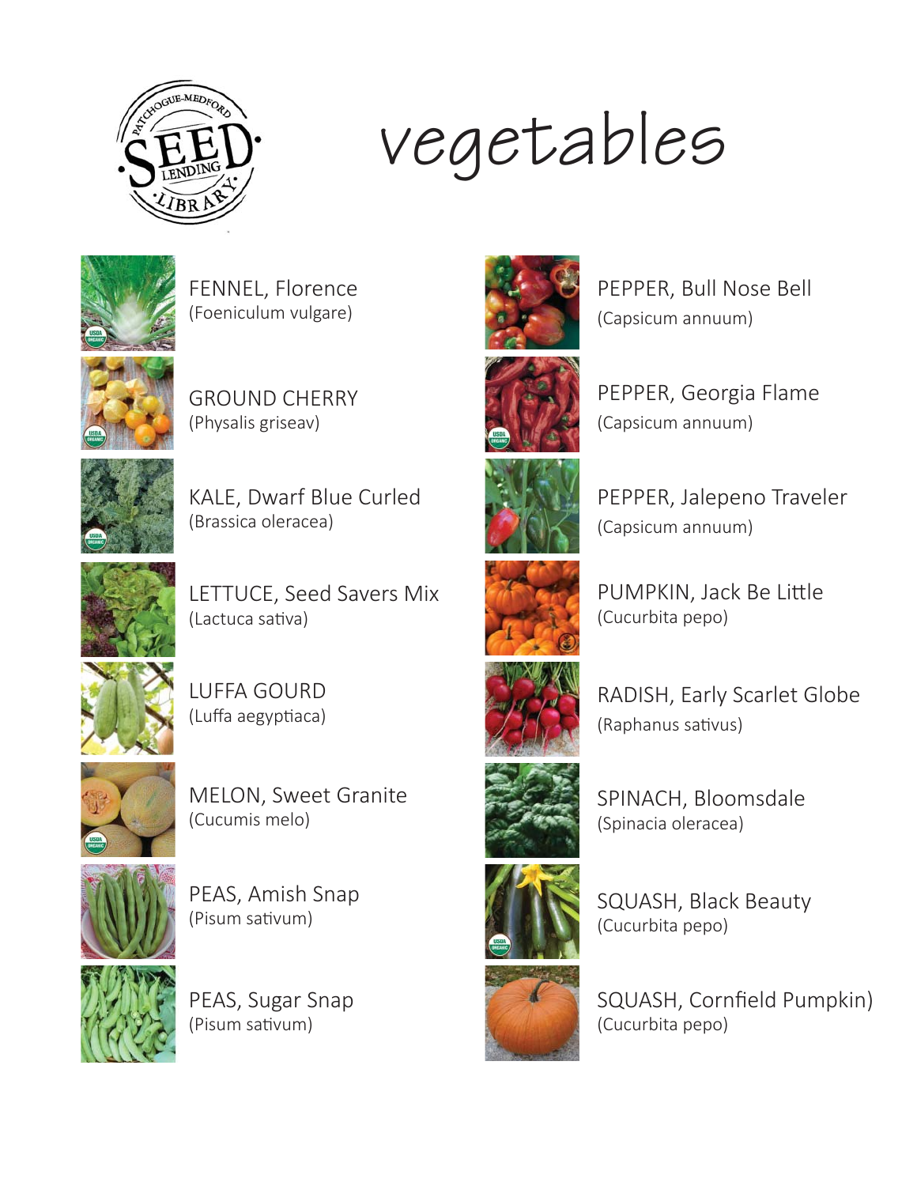# vegetables

FENNEL, Florence
(Foeniculum vulgare)

GROUND CHERRY
(Physalis griseav)

KALE, Dwarf Blue Curled
(Brassica oleracea)

LETTUCE, Seed Savers Mix
(Lactuca sativa)

LUFFA GOURD
(Luffa aegyptiaca)

MELON, Sweet Granite
(Cucumis melo)

PEAS, Amish Snap
(Pisum sativum)

PEAS, Sugar Snap
(Pisum sativum)

PEPPER, Bull Nose Bell
(Capsicum annuum)

PEPPER, Georgia Flame
(Capsicum annuum)

PEPPER, Jalepeno Traveler
(Capsicum annuum)

PUMPKIN, Jack Be Little
(Cucurbita pepo)

RADISH, Early Scarlet Globe
(Raphanus sativus)

SPINACH, Bloomsdale
(Spinacia oleracea)

SQUASH, Black Beauty
(Cucurbita pepo)

SQUASH, Cornfield Pumpkin)
(Cucurbita pepo)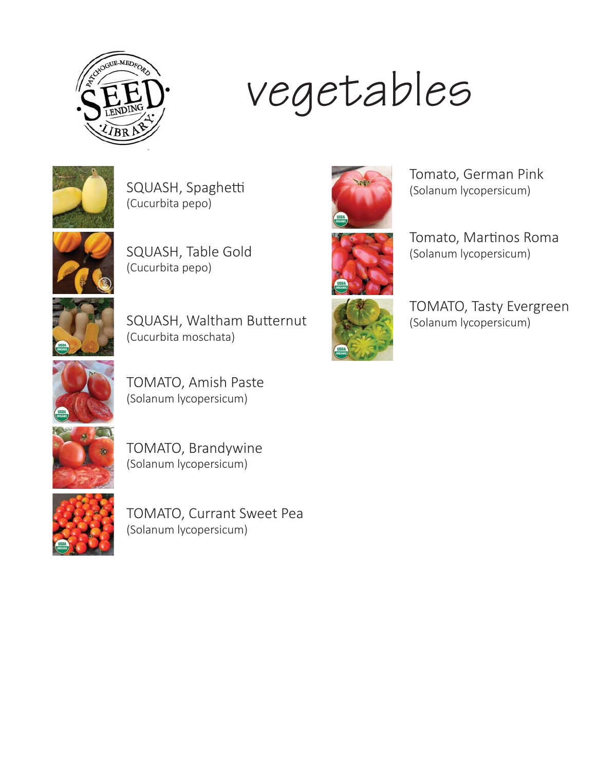# vegetables

SQUASH, Spaghetti
(Cucurbita pepo)

SQUASH, Table Gold
(Cucurbita pepo)

SQUASH, Waltham Butternut
(Cucurbita moschata)

TOMATO, Amish Paste
(Solanum lycopersicum)

TOMATO, Brandywine
(Solanum lycopersicum)

TOMATO, Currant Sweet Pea
(Solanum lycopersicum)

Tomato, German Pink
(Solanum lycopersicum)

Tomato, Martinos Roma
(Solanum lycopersicum)

TOMATO, Tasty Evergreen
(Solanum lycopersicum)